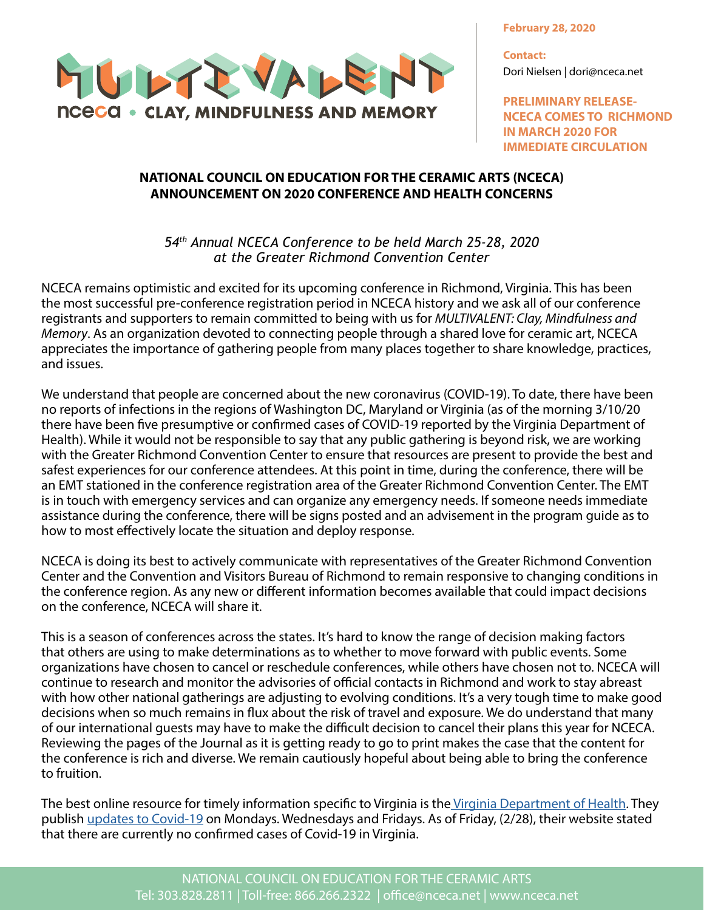MULTIVALENT

nceca • CLAY, MINDFULNESS AND MEMORY

**February 28, 2020**

**Contact:**
Dori Nielsen | dori@nceca.net

**PRELIMINARY RELEASE- NCECA COMES TO RICHMOND IN MARCH 2020 FOR IMMEDIATE CIRCULATION**

## NATIONAL COUNCIL ON EDUCATION FOR THE CERAMIC ARTS (NCECA) ANNOUNCEMENT ON 2020 CONFERENCE AND HEALTH CONCERNS

*54th Annual NCECA Conference to be held March 25-28, 2020 at the Greater Richmond Convention Center*

NCECA remains optimistic and excited for its upcoming conference in Richmond, Virginia. This has been the most successful pre-conference registration period in NCECA history and we ask all of our conference registrants and supporters to remain committed to being with us for *MULTIVALENT: Clay, Mindfulness and Memory*. As an organization devoted to connecting people through a shared love for ceramic art, NCECA appreciates the importance of gathering people from many places together to share knowledge, practices, and issues.

We understand that people are concerned about the new coronavirus (COVID-19). To date, there have been no reports of infections in the regions of Washington DC, Maryland or Virginia (as of the morning 3/10/20 there have been five presumptive or confirmed cases of COVID-19 reported by the Virginia Department of Health). While it would not be responsible to say that any public gathering is beyond risk, we are working with the Greater Richmond Convention Center to ensure that resources are present to provide the best and safest experiences for our conference attendees. At this point in time, during the conference, there will be an EMT stationed in the conference registration area of the Greater Richmond Convention Center. The EMT is in touch with emergency services and can organize any emergency needs. If someone needs immediate assistance during the conference, there will be signs posted and an advisement in the program guide as to how to most effectively locate the situation and deploy response.

NCECA is doing its best to actively communicate with representatives of the Greater Richmond Convention Center and the Convention and Visitors Bureau of Richmond to remain responsive to changing conditions in the conference region. As any new or different information becomes available that could impact decisions on the conference, NCECA will share it.

This is a season of conferences across the states. It's hard to know the range of decision making factors that others are using to make determinations as to whether to move forward with public events. Some organizations have chosen to cancel or reschedule conferences, while others have chosen not to. NCECA will continue to research and monitor the advisories of official contacts in Richmond and work to stay abreast with how other national gatherings are adjusting to evolving conditions. It's a very tough time to make good decisions when so much remains in flux about the risk of travel and exposure. We do understand that many of our international guests may have to make the difficult decision to cancel their plans this year for NCECA. Reviewing the pages of the Journal as it is getting ready to go to print makes the case that the content for the conference is rich and diverse. We remain cautiously hopeful about being able to bring the conference to fruition.

The best online resource for timely information specific to Virginia is the Virginia Department of Health. They publish updates to Covid-19 on Mondays. Wednesdays and Fridays. As of Friday, (2/28), their website stated that there are currently no confirmed cases of Covid-19 in Virginia.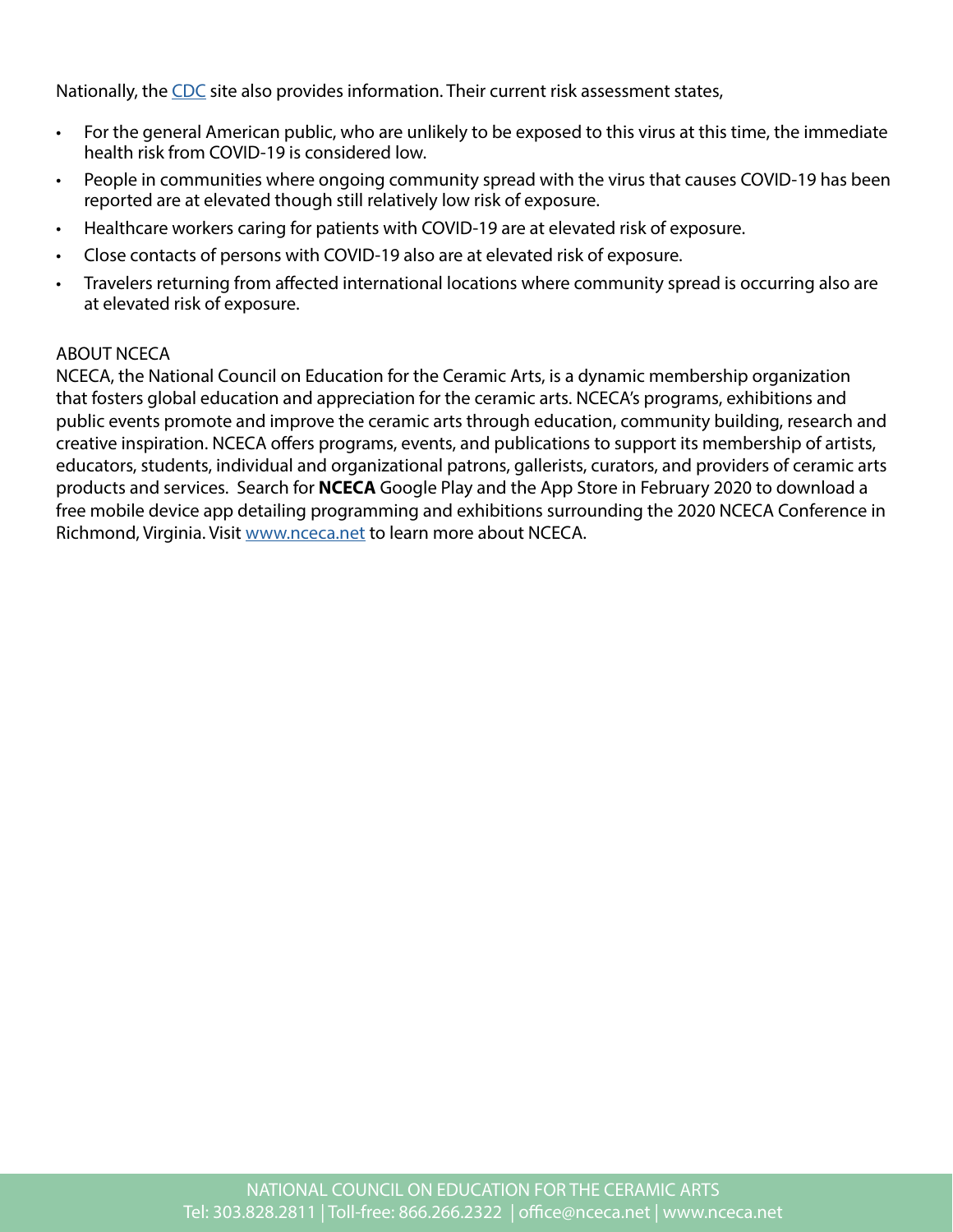Nationally, the CDC site also provides information. Their current risk assessment states,

- For the general American public, who are unlikely to be exposed to this virus at this time, the immediate health risk from COVID-19 is considered low.
- People in communities where ongoing community spread with the virus that causes COVID-19 has been reported are at elevated though still relatively low risk of exposure.
- Healthcare workers caring for patients with COVID-19 are at elevated risk of exposure.
- Close contacts of persons with COVID-19 also are at elevated risk of exposure.
- Travelers returning from affected international locations where community spread is occurring also are at elevated risk of exposure.

ABOUT NCECA

NCECA, the National Council on Education for the Ceramic Arts, is a dynamic membership organization that fosters global education and appreciation for the ceramic arts. NCECA's programs, exhibitions and public events promote and improve the ceramic arts through education, community building, research and creative inspiration. NCECA offers programs, events, and publications to support its membership of artists, educators, students, individual and organizational patrons, gallerists, curators, and providers of ceramic arts products and services. Search for **NCECA** Google Play and the App Store in February 2020 to download a free mobile device app detailing programming and exhibitions surrounding the 2020 NCECA Conference in Richmond, Virginia. Visit www.nceca.net to learn more about NCECA.

NATIONAL COUNCIL ON EDUCATION FOR THE CERAMIC ARTS
Tel: 303.828.2811 | Toll-free: 866.266.2322 | office@nceca.net | www.nceca.net